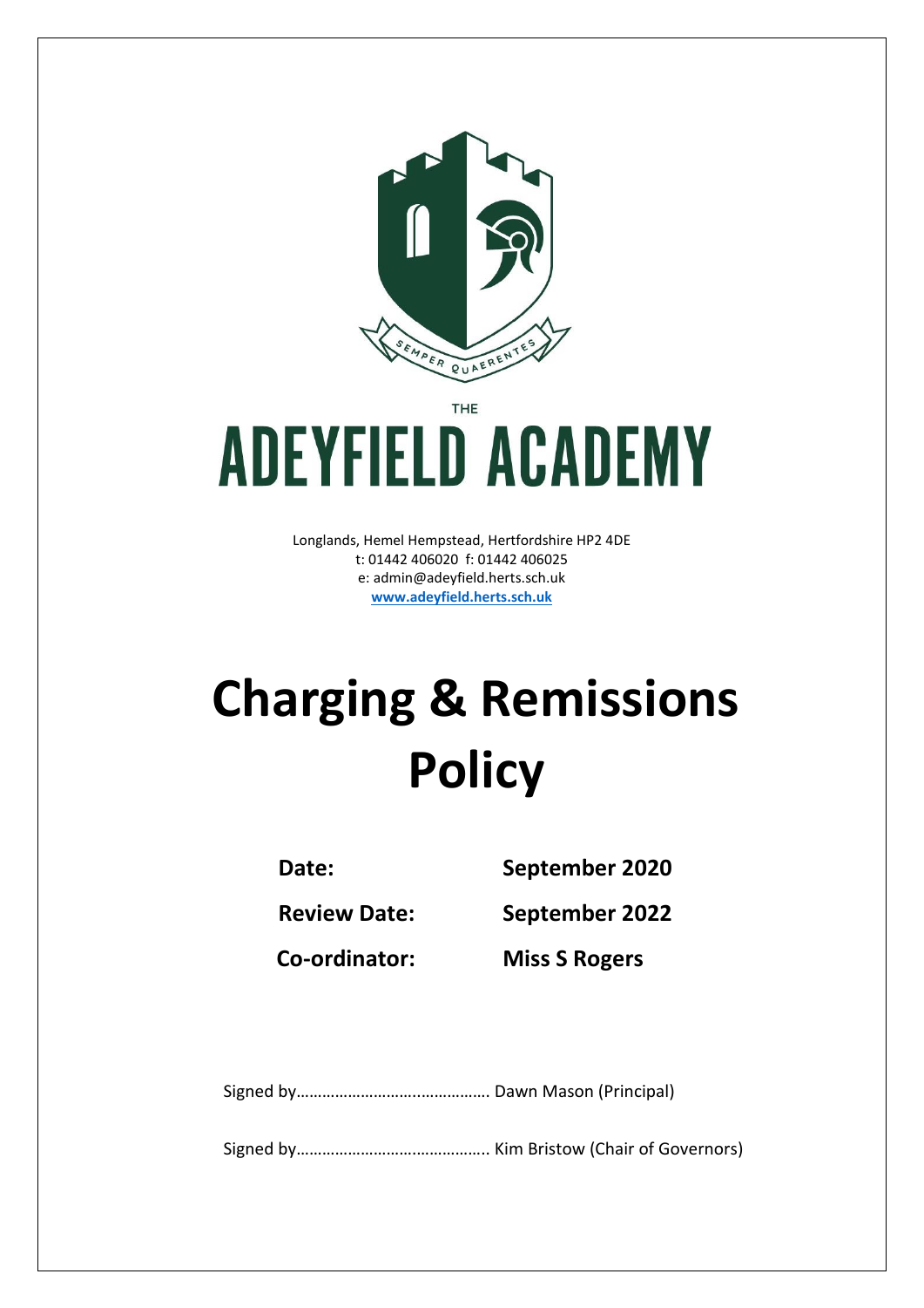SEMPER QUAERENTES

THE

# ADEYFIELD ACADEMY

Longlands, Hemel Hempstead, Hertfordshire HP2 4DE
t: 01442 406020 f: 01442 406025
e: admin@adeyfield.herts.sch.uk
**www.adeyfield.herts.sch.uk**

# Charging & Remissions Policy

| | |
|---|---|
| **Date:** | **September 2020** |
| **Review Date:** | **September 2022** |
| **Co-ordinator:** | **Miss S Rogers** |

Signed by………………………..……………. Dawn Mason (Principal)

Signed by…………………………………….. Kim Bristow (Chair of Governors)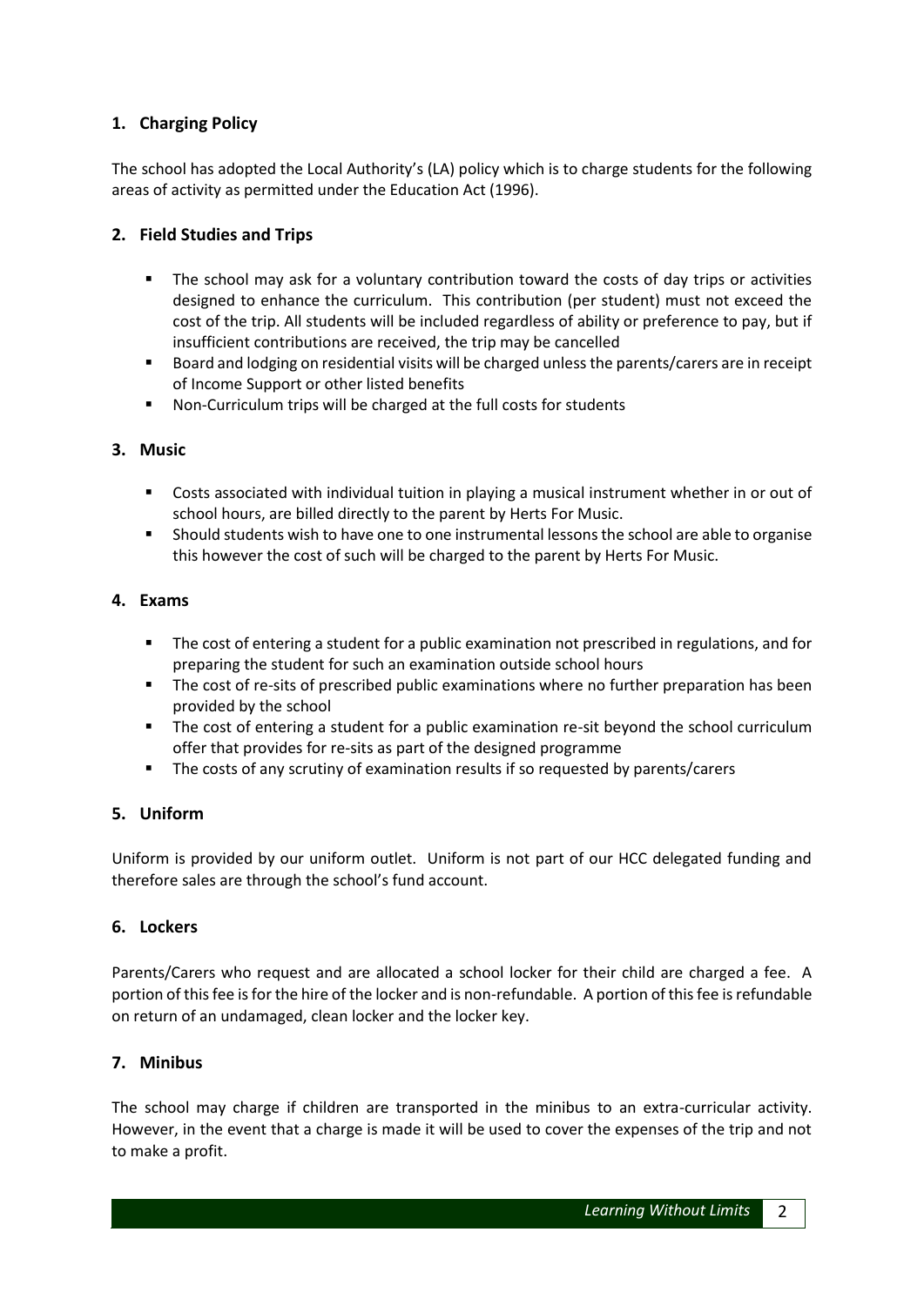## 1. Charging Policy

The school has adopted the Local Authority's (LA) policy which is to charge students for the following areas of activity as permitted under the Education Act (1996).

## 2. Field Studies and Trips

- The school may ask for a voluntary contribution toward the costs of day trips or activities designed to enhance the curriculum. This contribution (per student) must not exceed the cost of the trip. All students will be included regardless of ability or preference to pay, but if insufficient contributions are received, the trip may be cancelled
- Board and lodging on residential visits will be charged unless the parents/carers are in receipt of Income Support or other listed benefits
- Non-Curriculum trips will be charged at the full costs for students

## 3. Music

- Costs associated with individual tuition in playing a musical instrument whether in or out of school hours, are billed directly to the parent by Herts For Music.
- Should students wish to have one to one instrumental lessons the school are able to organise this however the cost of such will be charged to the parent by Herts For Music.

## 4. Exams

- The cost of entering a student for a public examination not prescribed in regulations, and for preparing the student for such an examination outside school hours
- The cost of re-sits of prescribed public examinations where no further preparation has been provided by the school
- The cost of entering a student for a public examination re-sit beyond the school curriculum offer that provides for re-sits as part of the designed programme
- The costs of any scrutiny of examination results if so requested by parents/carers

## 5. Uniform

Uniform is provided by our uniform outlet. Uniform is not part of our HCC delegated funding and therefore sales are through the school's fund account.

## 6. Lockers

Parents/Carers who request and are allocated a school locker for their child are charged a fee. A portion of this fee is for the hire of the locker and is non-refundable. A portion of this fee is refundable on return of an undamaged, clean locker and the locker key.

## 7. Minibus

The school may charge if children are transported in the minibus to an extra-curricular activity. However, in the event that a charge is made it will be used to cover the expenses of the trip and not to make a profit.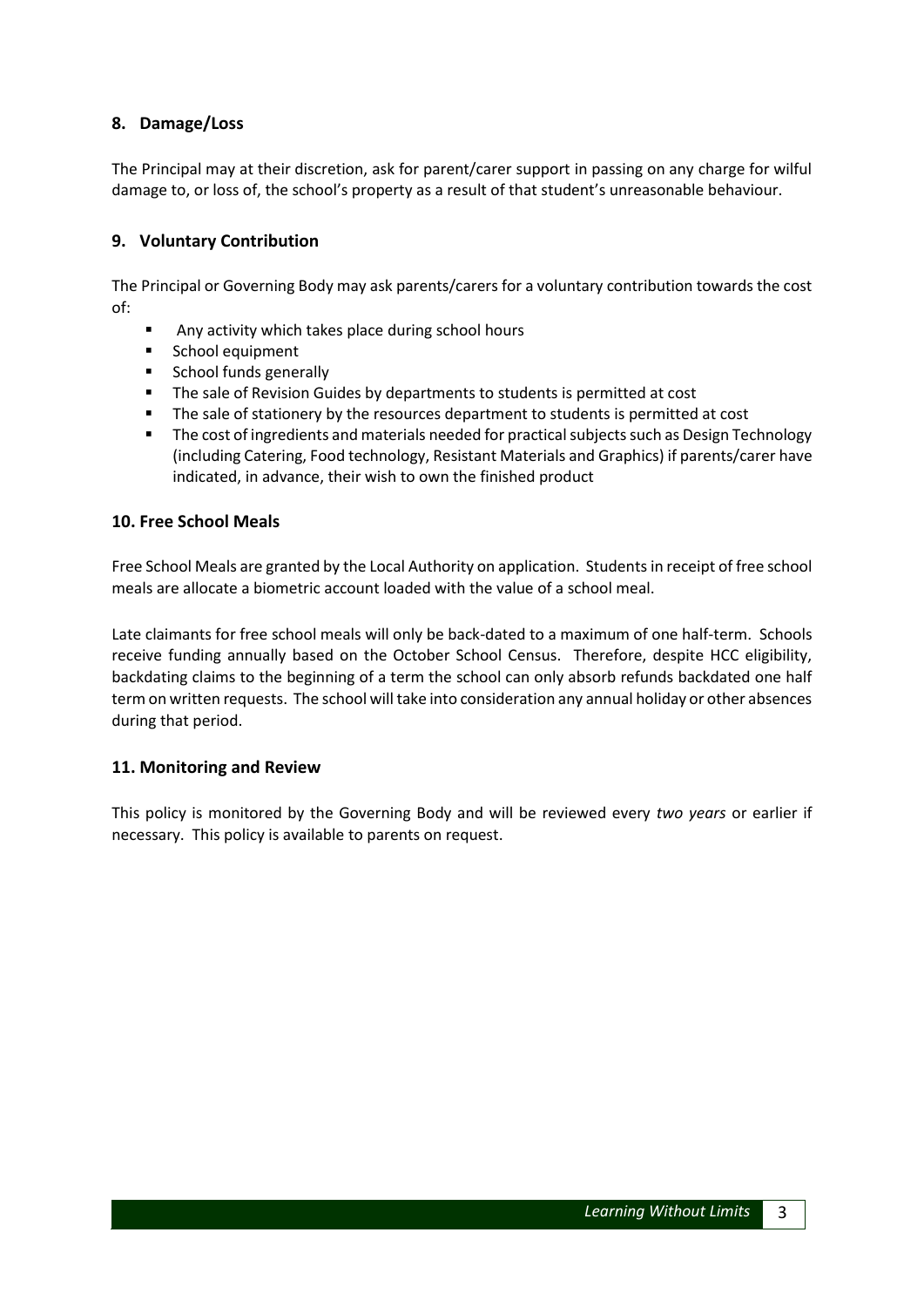## 8. Damage/Loss

The Principal may at their discretion, ask for parent/carer support in passing on any charge for wilful damage to, or loss of, the school's property as a result of that student's unreasonable behaviour.

## 9. Voluntary Contribution

The Principal or Governing Body may ask parents/carers for a voluntary contribution towards the cost of:

- Any activity which takes place during school hours
- School equipment
- School funds generally
- The sale of Revision Guides by departments to students is permitted at cost
- The sale of stationery by the resources department to students is permitted at cost
- The cost of ingredients and materials needed for practical subjects such as Design Technology (including Catering, Food technology, Resistant Materials and Graphics) if parents/carer have indicated, in advance, their wish to own the finished product

## 10. Free School Meals

Free School Meals are granted by the Local Authority on application. Students in receipt of free school meals are allocate a biometric account loaded with the value of a school meal.

Late claimants for free school meals will only be back-dated to a maximum of one half-term. Schools receive funding annually based on the October School Census. Therefore, despite HCC eligibility, backdating claims to the beginning of a term the school can only absorb refunds backdated one half term on written requests. The school will take into consideration any annual holiday or other absences during that period.

## 11. Monitoring and Review

This policy is monitored by the Governing Body and will be reviewed every *two years* or earlier if necessary. This policy is available to parents on request.